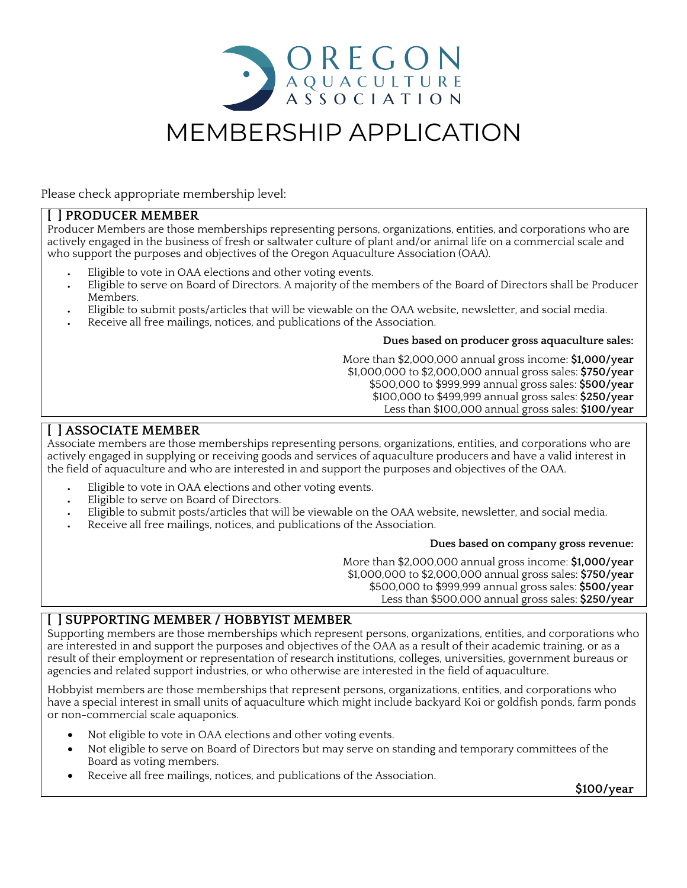# OREGON AQUACULTURE ASSOCIATION

# MEMBERSHIP APPLICATION

Please check appropriate membership level:

### [ ] PRODUCER MEMBER

Producer Members are those memberships representing persons, organizations, entities, and corporations who are actively engaged in the business of fresh or saltwater culture of plant and/or animal life on a commercial scale and who support the purposes and objectives of the Oregon Aquaculture Association (OAA).

- Eligible to vote in OAA elections and other voting events.
- Eligible to serve on Board of Directors. A majority of the members of the Board of Directors shall be Producer Members.
- Eligible to submit posts/articles that will be viewable on the OAA website, newsletter, and social media.
- Receive all free mailings, notices, and publications of the Association.

**Dues based on producer gross aquaculture sales:**

More than $2,000,000 annual gross income: **$1,000/year**
$1,000,000 to $2,000,000 annual gross sales: **$750/year**
$500,000 to $999,999 annual gross sales: **$500/year**
$100,000 to $499,999 annual gross sales: **$250/year**
Less than $100,000 annual gross sales: **$100/year**

### [ ] ASSOCIATE MEMBER

Associate members are those memberships representing persons, organizations, entities, and corporations who are actively engaged in supplying or receiving goods and services of aquaculture producers and have a valid interest in the field of aquaculture and who are interested in and support the purposes and objectives of the OAA.

- Eligible to vote in OAA elections and other voting events.
- Eligible to serve on Board of Directors.
- Eligible to submit posts/articles that will be viewable on the OAA website, newsletter, and social media.
- Receive all free mailings, notices, and publications of the Association.

**Dues based on company gross revenue:**

More than $2,000,000 annual gross income: **$1,000/year**
$1,000,000 to $2,000,000 annual gross sales: **$750/year**
$500,000 to $999,999 annual gross sales: **$500/year**
Less than $500,000 annual gross sales: **$250/year**

### [ ] SUPPORTING MEMBER / HOBBYIST MEMBER

Supporting members are those memberships which represent persons, organizations, entities, and corporations who are interested in and support the purposes and objectives of the OAA as a result of their academic training, or as a result of their employment or representation of research institutions, colleges, universities, government bureaus or agencies and related support industries, or who otherwise are interested in the field of aquaculture.

Hobbyist members are those memberships that represent persons, organizations, entities, and corporations who have a special interest in small units of aquaculture which might include backyard Koi or goldfish ponds, farm ponds or non-commercial scale aquaponics.

- Not eligible to vote in OAA elections and other voting events.
- Not eligible to serve on Board of Directors but may serve on standing and temporary committees of the Board as voting members.
- Receive all free mailings, notices, and publications of the Association.

**$100/year**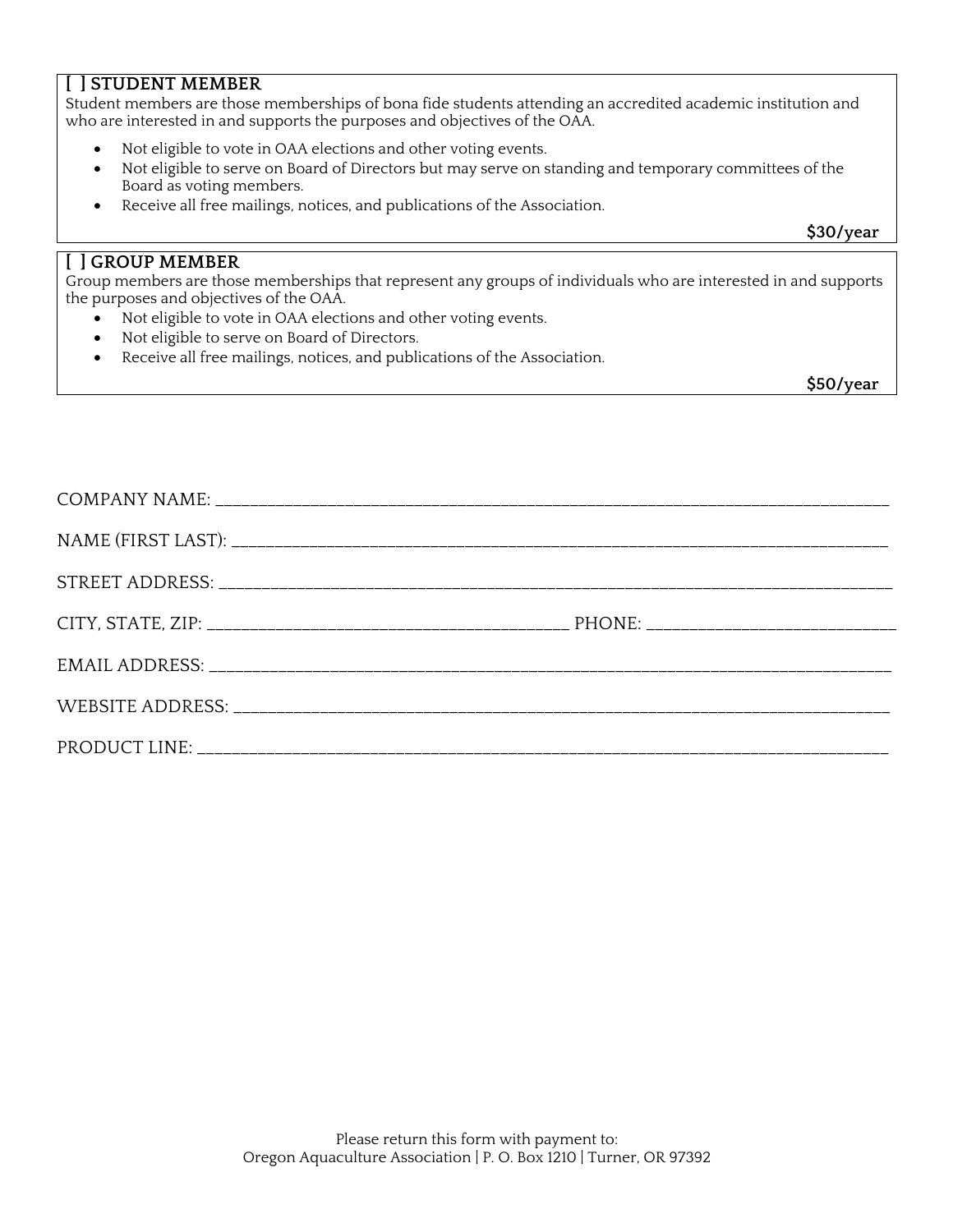**[ ] STUDENT MEMBER**

Student members are those memberships of bona fide students attending an accredited academic institution and who are interested in and supports the purposes and objectives of the OAA.

- Not eligible to vote in OAA elections and other voting events.
- Not eligible to serve on Board of Directors but may serve on standing and temporary committees of the Board as voting members.
- Receive all free mailings, notices, and publications of the Association.

**$30/year**

**[ ] GROUP MEMBER**

Group members are those memberships that represent any groups of individuals who are interested in and supports the purposes and objectives of the OAA.

- Not eligible to vote in OAA elections and other voting events.
- Not eligible to serve on Board of Directors.
- Receive all free mailings, notices, and publications of the Association.

**$50/year**

COMPANY NAME: ______________________________________________________________________________

NAME (FIRST LAST): __________________________________________________________________________

STREET ADDRESS: ____________________________________________________________________________

CITY, STATE, ZIP: ________________________________________ PHONE: ___________________________

EMAIL ADDRESS: _____________________________________________________________________________

WEBSITE ADDRESS: ___________________________________________________________________________

PRODUCT LINE: ______________________________________________________________________________

Please return this form with payment to:
Oregon Aquaculture Association | P. O. Box 1210 | Turner, OR 97392